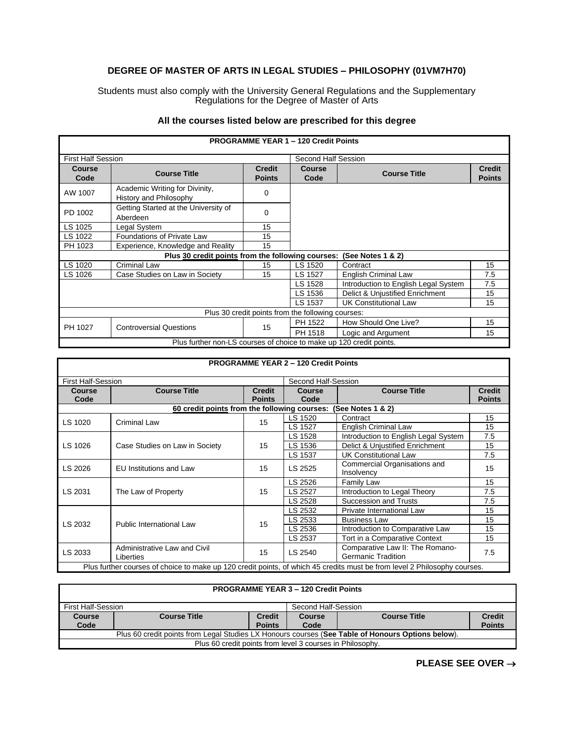# DEGREE OF MASTER OF ARTS IN LEGAL STUDIES – PHILOSOPHY (01VM7H70)

Students must also comply with the University General Regulations and the Supplementary Regulations for the Degree of Master of Arts

### All the courses listed below are prescribed for this degree

**PROGRAMME YEAR 1 – 120 Credit Points**

| First Half Session | | | Second Half Session | | |
|---|---|---|---|---|---|
| **Course Code** | **Course Title** | **Credit Points** | **Course Code** | **Course Title** | **Credit Points** |
| AW 1007 | Academic Writing for Divinity, History and Philosophy | 0 | | | |
| PD 1002 | Getting Started at the University of Aberdeen | 0 | | | |
| LS 1025 | Legal System | 15 | | | |
| LS 1022 | Foundations of Private Law | 15 | | | |
| PH 1023 | Experience, Knowledge and Reality | 15 | | | |
| **Plus 30 credit points from the following courses: (See Notes 1 & 2)** | | | | | |
| LS 1020 | Criminal Law | 15 | LS 1520 | Contract | 15 |
| LS 1026 | Case Studies on Law in Society | 15 | LS 1527 | English Criminal Law | 7.5 |
| | | | LS 1528 | Introduction to English Legal System | 7.5 |
| | | | LS 1536 | Delict & Unjustified Enrichment | 15 |
| | | | LS 1537 | UK Constitutional Law | 15 |
| Plus 30 credit points from the following courses: | | | | | |
| PH 1027 | Controversial Questions | 15 | PH 1522 | How Should One Live? | 15 |
| | | | PH 1518 | Logic and Argument | 15 |
| Plus further non-LS courses of choice to make up 120 credit points. | | | | | |

**PROGRAMME YEAR 2 – 120 Credit Points**

| First Half-Session | | | Second Half-Session | | |
|---|---|---|---|---|---|
| **Course Code** | **Course Title** | **Credit Points** | **Course Code** | **Course Title** | **Credit Points** |
| **60 credit points from the following courses: (See Notes 1 & 2)** | | | | | |
| LS 1020 | Criminal Law | 15 | LS 1520 | Contract | 15 |
| | | | LS 1527 | English Criminal Law | 15 |
| LS 1026 | Case Studies on Law in Society | 15 | LS 1528 | Introduction to English Legal System | 7.5 |
| | | | LS 1536 | Delict & Unjustified Enrichment | 15 |
| | | | LS 1537 | UK Constitutional Law | 7.5 |
| LS 2026 | EU Institutions and Law | 15 | LS 2525 | Commercial Organisations and Insolvency | 15 |
| LS 2031 | The Law of Property | 15 | LS 2526 | Family Law | 15 |
| | | | LS 2527 | Introduction to Legal Theory | 7.5 |
| | | | LS 2528 | Succession and Trusts | 7.5 |
| LS 2032 | Public International Law | 15 | LS 2532 | Private International Law | 15 |
| | | | LS 2533 | Business Law | 15 |
| | | | LS 2536 | Introduction to Comparative Law | 15 |
| | | | LS 2537 | Tort in a Comparative Context | 15 |
| LS 2033 | Administrative Law and Civil Liberties | 15 | LS 2540 | Comparative Law II: The Romano-Germanic Tradition | 7.5 |
| Plus further courses of choice to make up 120 credit points, of which 45 credits must be from level 2 Philosophy courses. | | | | | |

**PROGRAMME YEAR 3 – 120 Credit Points**

| First Half-Session | | | Second Half-Session | | |
|---|---|---|---|---|---|
| **Course Code** | **Course Title** | **Credit Points** | **Course Code** | **Course Title** | **Credit Points** |
| Plus 60 credit points from Legal Studies LX Honours courses (**See Table of Honours Options below**). | | | | | |
| Plus 60 credit points from level 3 courses in Philosophy. | | | | | |

**PLEASE SEE OVER →**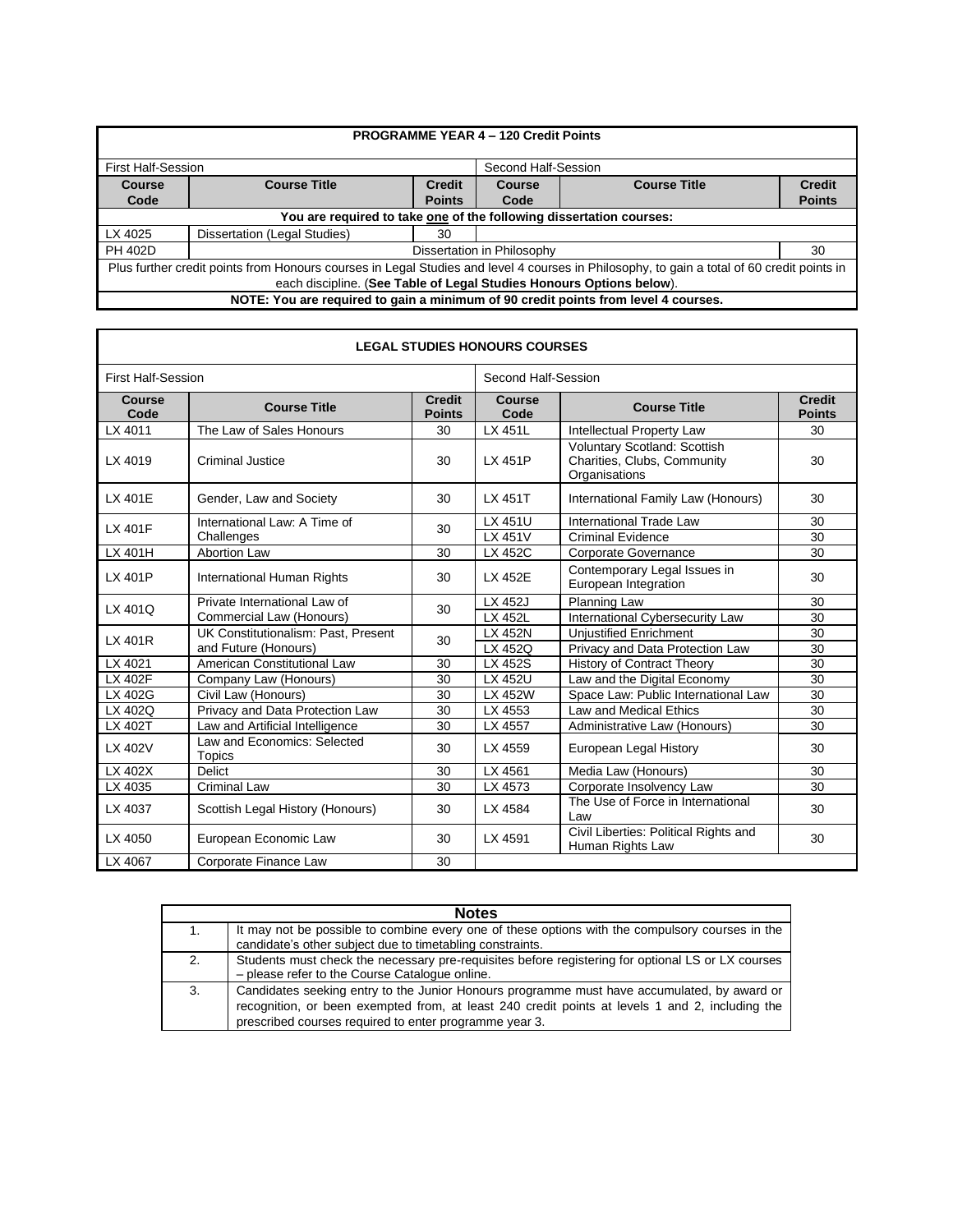| PROGRAMME YEAR 4 – 120 Credit Points | | | | | |
|---|---|---|---|---|---|
| First Half-Session | | | Second Half-Session | | |
| **Course Code** | **Course Title** | **Credit Points** | **Course Code** | **Course Title** | **Credit Points** |
| **You are required to take one of the following dissertation courses:** | | | | | |
| LX 4025 | Dissertation (Legal Studies) | 30 | | | |
| PH 402D | Dissertation in Philosophy | | | | 30 |
| Plus further credit points from Honours courses in Legal Studies and level 4 courses in Philosophy, to gain a total of 60 credit points in each discipline. (**See Table of Legal Studies Honours Options below**). | | | | | |
| **NOTE: You are required to gain a minimum of 90 credit points from level 4 courses.** | | | | | |

| LEGAL STUDIES HONOURS COURSES | | | | | |
|---|---|---|---|---|---|
| First Half-Session | | | Second Half-Session | | |
| **Course Code** | **Course Title** | **Credit Points** | **Course Code** | **Course Title** | **Credit Points** |
| LX 4011 | The Law of Sales Honours | 30 | LX 451L | Intellectual Property Law | 30 |
| LX 4019 | Criminal Justice | 30 | LX 451P | Voluntary Scotland: Scottish Charities, Clubs, Community Organisations | 30 |
| LX 401E | Gender, Law and Society | 30 | LX 451T | International Family Law (Honours) | 30 |
| LX 401F | International Law: A Time of Challenges | 30 | LX 451U | International Trade Law | 30 |
| | | | LX 451V | Criminal Evidence | 30 |
| LX 401H | Abortion Law | 30 | LX 452C | Corporate Governance | 30 |
| LX 401P | International Human Rights | 30 | LX 452E | Contemporary Legal Issues in European Integration | 30 |
| LX 401Q | Private International Law of Commercial Law (Honours) | 30 | LX 452J | Planning Law | 30 |
| | | | LX 452L | International Cybersecurity Law | 30 |
| LX 401R | UK Constitutionalism: Past, Present and Future (Honours) | 30 | LX 452N | Unjustified Enrichment | 30 |
| | | | LX 452Q | Privacy and Data Protection Law | 30 |
| LX 4021 | American Constitutional Law | 30 | LX 452S | History of Contract Theory | 30 |
| LX 402F | Company Law (Honours) | 30 | LX 452U | Law and the Digital Economy | 30 |
| LX 402G | Civil Law (Honours) | 30 | LX 452W | Space Law: Public International Law | 30 |
| LX 402Q | Privacy and Data Protection Law | 30 | LX 4553 | Law and Medical Ethics | 30 |
| LX 402T | Law and Artificial Intelligence | 30 | LX 4557 | Administrative Law (Honours) | 30 |
| LX 402V | Law and Economics: Selected Topics | 30 | LX 4559 | European Legal History | 30 |
| LX 402X | Delict | 30 | LX 4561 | Media Law (Honours) | 30 |
| LX 4035 | Criminal Law | 30 | LX 4573 | Corporate Insolvency Law | 30 |
| LX 4037 | Scottish Legal History (Honours) | 30 | LX 4584 | The Use of Force in International Law | 30 |
| LX 4050 | European Economic Law | 30 | LX 4591 | Civil Liberties: Political Rights and Human Rights Law | 30 |
| LX 4067 | Corporate Finance Law | 30 | | | |

| **Notes** | |
|---|---|
| 1. | It may not be possible to combine every one of these options with the compulsory courses in the candidate's other subject due to timetabling constraints. |
| 2. | Students must check the necessary pre-requisites before registering for optional LS or LX courses – please refer to the Course Catalogue online. |
| 3. | Candidates seeking entry to the Junior Honours programme must have accumulated, by award or recognition, or been exempted from, at least 240 credit points at levels 1 and 2, including the prescribed courses required to enter programme year 3. |